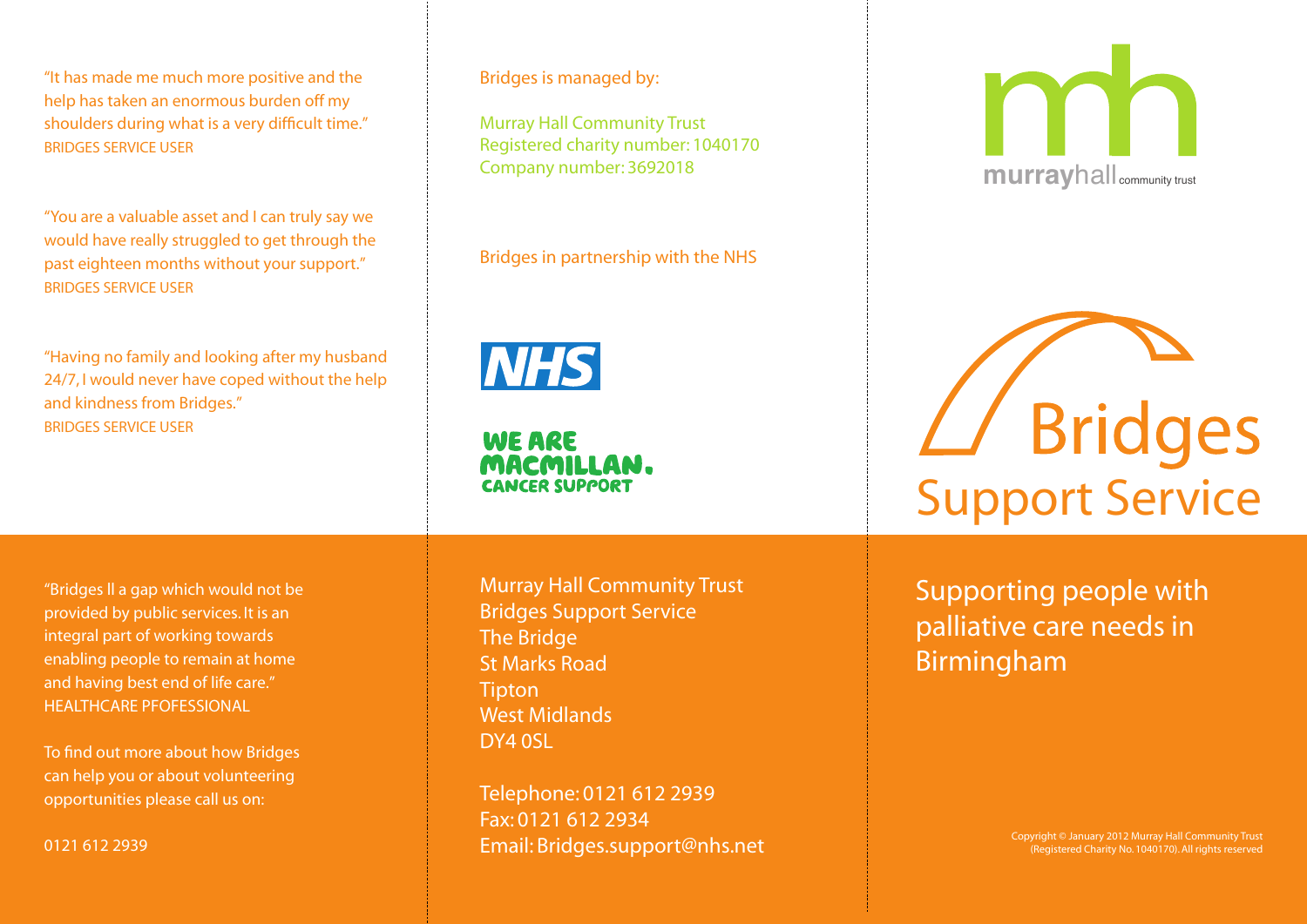"It has made me much more positive and the help has taken an enormous burden off my shoulders during what is a very difficult time."
BRIDGES SERVICE USER

"You are a valuable asset and I can truly say we would have really struggled to get through the past eighteen months without your support."
BRIDGES SERVICE USER

"Having no family and looking after my husband 24/7, I would never have coped without the help and kindness from Bridges."
BRIDGES SERVICE USER

"Bridges ll a gap which would not be provided by public services. It is an integral part of working towards enabling people to remain at home and having best end of life care."
HEALTHCARE PFOFESSIONAL

To find out more about how Bridges can help you or about volunteering opportunities please call us on:

0121 612 2939

Bridges is managed by:

Murray Hall Community Trust
Registered charity number: 1040170
Company number: 3692018

Bridges in partnership with the NHS

NHS

WE ARE MACMILLAN. CANCER SUPPORT

Murray Hall Community Trust
Bridges Support Service
The Bridge
St Marks Road
Tipton
West Midlands
DY4 0SL

Telephone: 0121 612 2939
Fax: 0121 612 2934
Email: Bridges.support@nhs.net

mh murrayhall community trust

# Bridges Support Service

## Supporting people with palliative care needs in Birmingham

Copyright © January 2012 Murray Hall Community Trust (Registered Charity No. 1040170). All rights reserved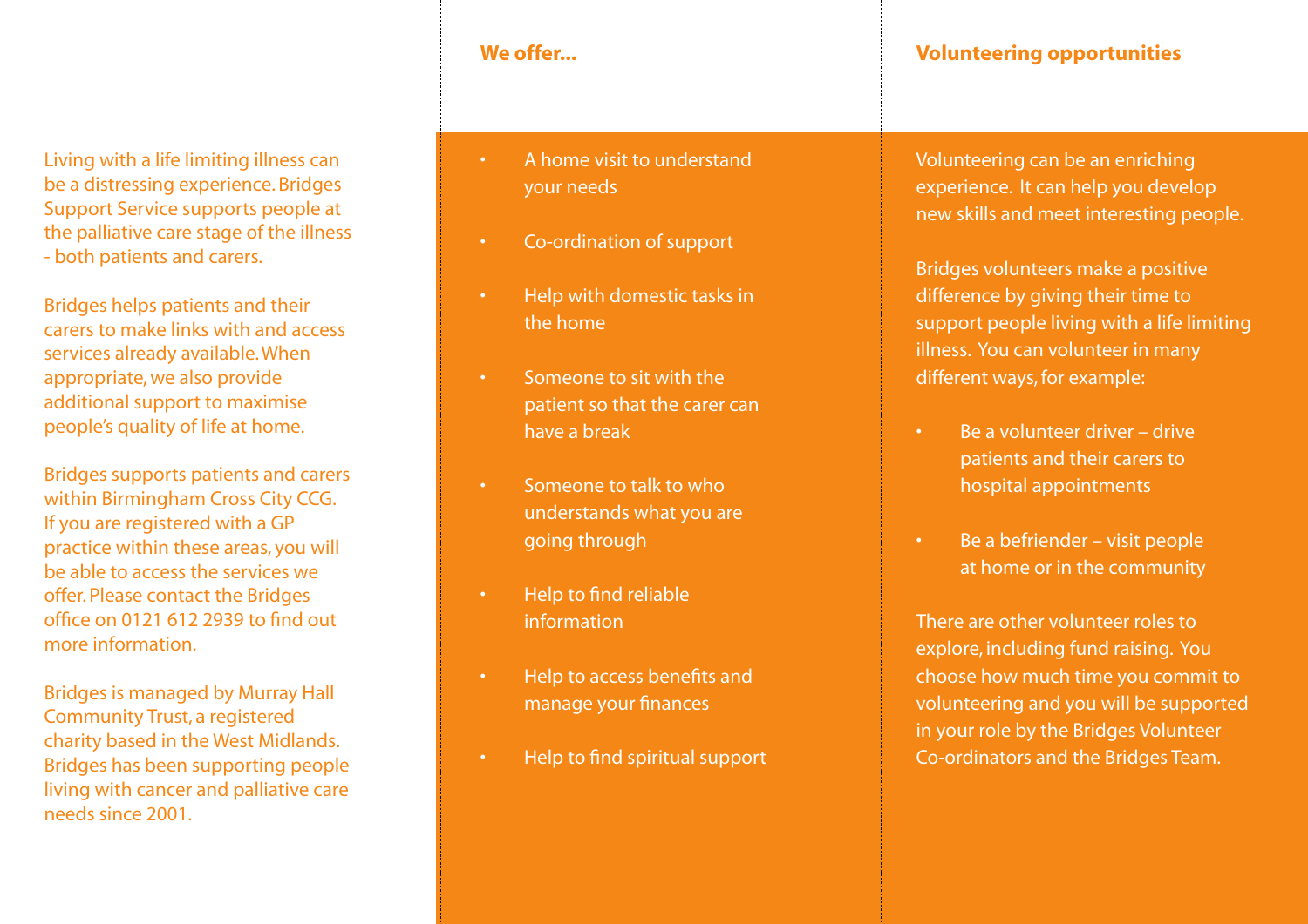Living with a life limiting illness can be a distressing experience. Bridges Support Service supports people at the palliative care stage of the illness - both patients and carers.

Bridges helps patients and their carers to make links with and access services already available. When appropriate, we also provide additional support to maximise people's quality of life at home.

Bridges supports patients and carers within Birmingham Cross City CCG. If you are registered with a GP practice within these areas, you will be able to access the services we offer. Please contact the Bridges office on 0121 612 2939 to find out more information.

Bridges is managed by Murray Hall Community Trust, a registered charity based in the West Midlands. Bridges has been supporting people living with cancer and palliative care needs since 2001.

## We offer...

- A home visit to understand your needs
- Co-ordination of support
- Help with domestic tasks in the home
- Someone to sit with the patient so that the carer can have a break
- Someone to talk to who understands what you are going through
- Help to find reliable information
- Help to access benefits and manage your finances
- Help to find spiritual support

## Volunteering opportunities

Volunteering can be an enriching experience. It can help you develop new skills and meet interesting people.

Bridges volunteers make a positive difference by giving their time to support people living with a life limiting illness. You can volunteer in many different ways, for example:

- Be a volunteer driver – drive patients and their carers to hospital appointments
- Be a befriender – visit people at home or in the community

There are other volunteer roles to explore, including fund raising. You choose how much time you commit to volunteering and you will be supported in your role by the Bridges Volunteer Co-ordinators and the Bridges Team.